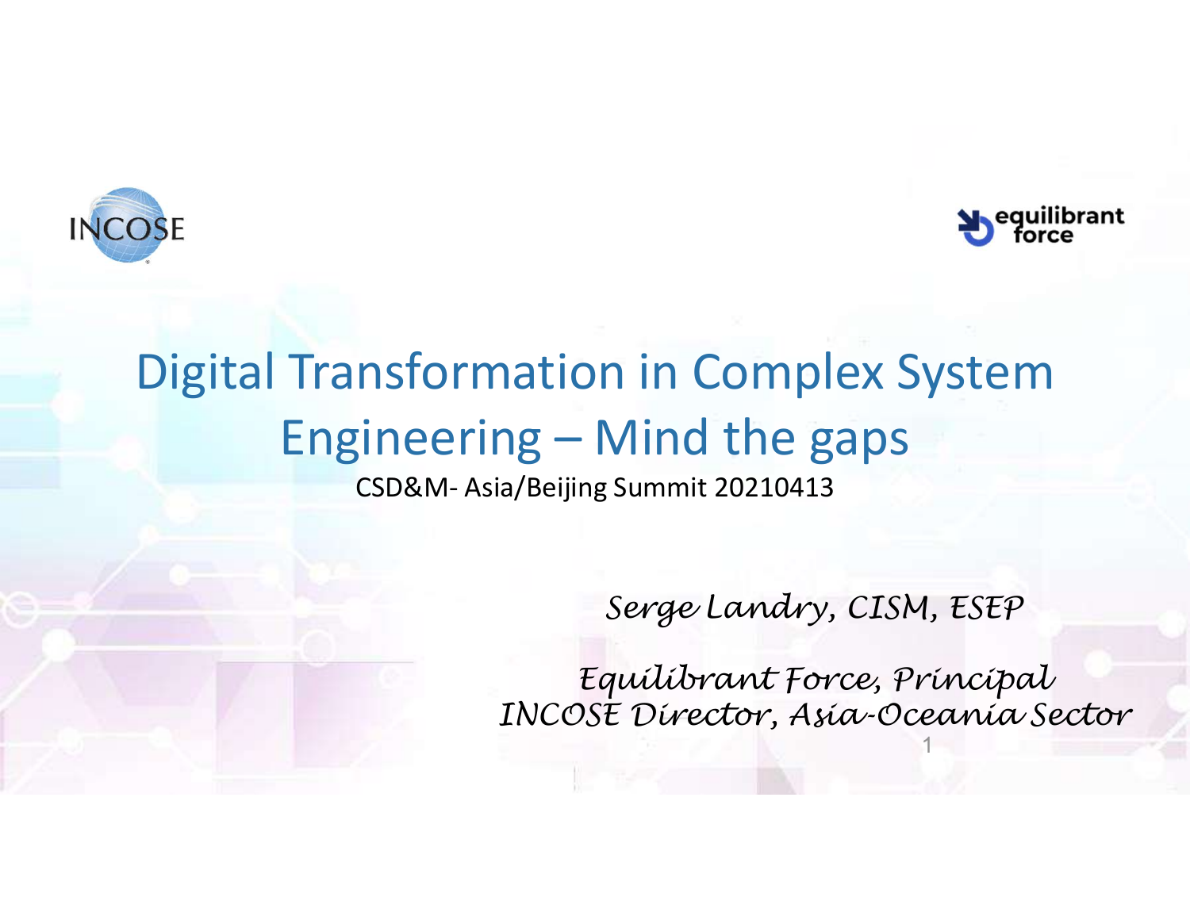# Digital Transformation in Complex System Engineering – Mind the gaps

CSD&M- Asia/Beijing Summit 20210413

*Serge Landry, CISM, ESEP*

*Equilibrant Force, Principal*
*INCOSE Director, Asia-Oceania Sector*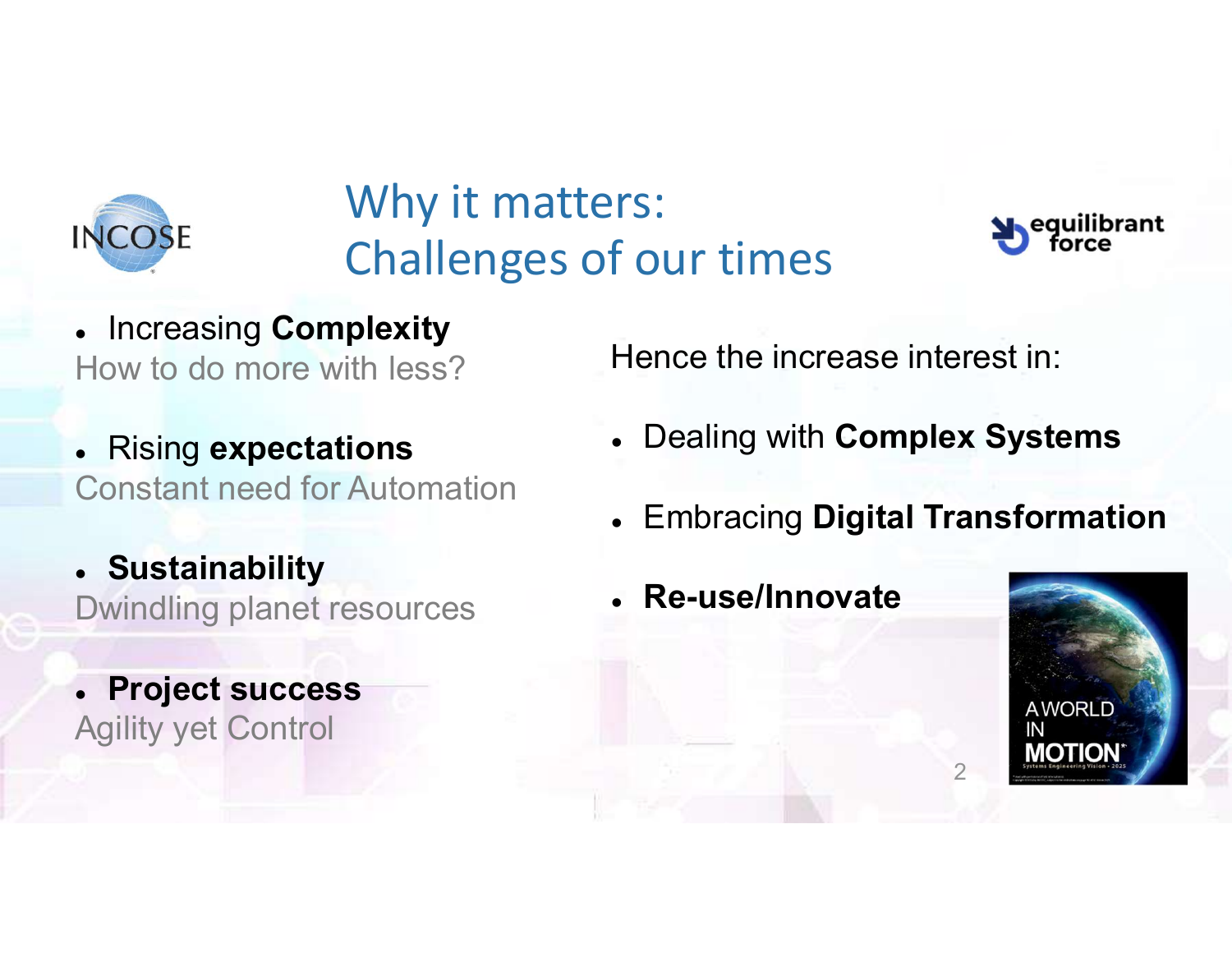# Why it matters: Challenges of our times

- Increasing **Complexity**
  How to do more with less?

- Rising **expectations**
  Constant need for Automation

- **Sustainability**
  Dwindling planet resources

- **Project success**
  Agility yet Control

Hence the increase interest in:

- Dealing with **Complex Systems**
- Embracing **Digital Transformation**
- **Re-use/Innovate**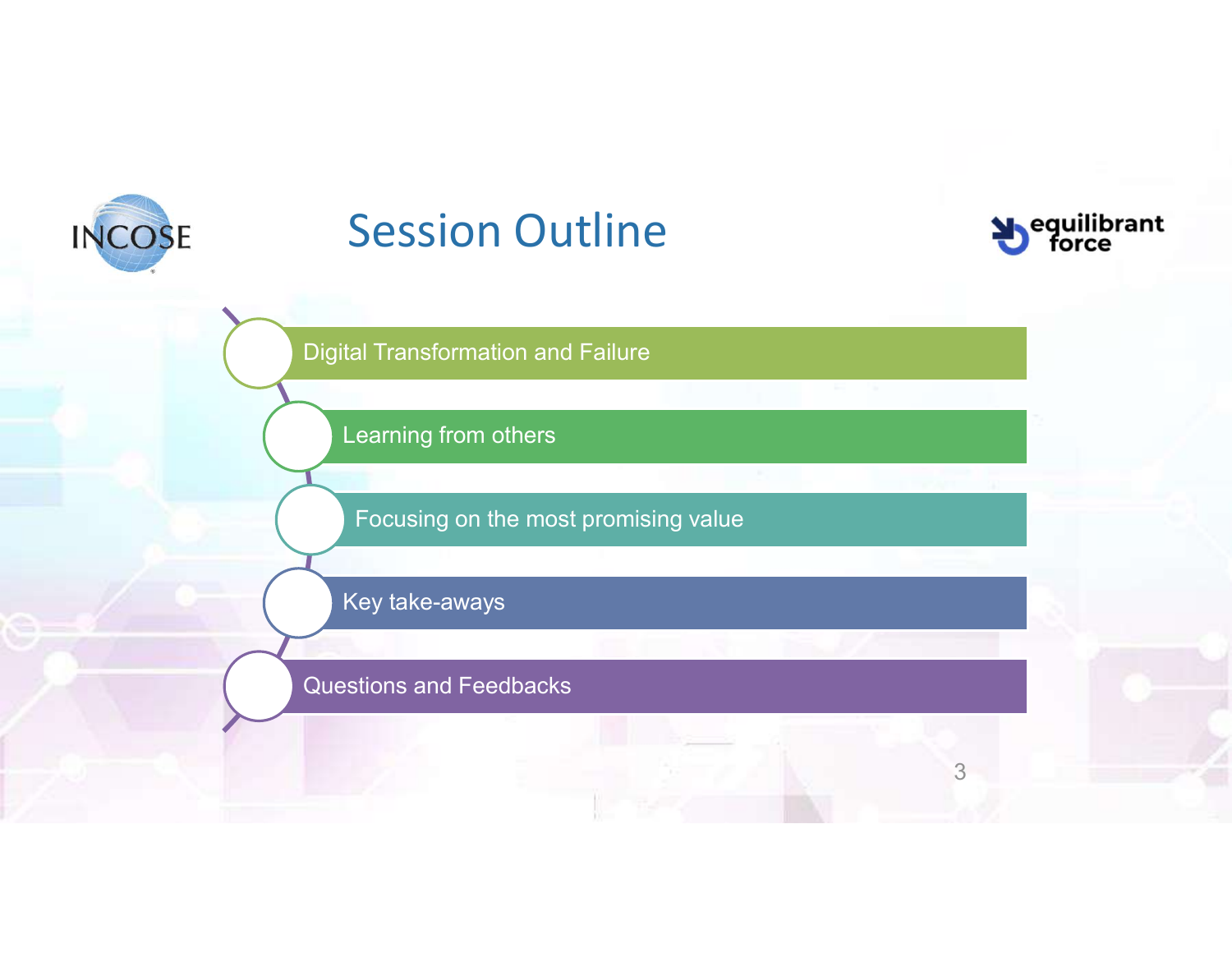# Session Outline

- Digital Transformation and Failure
- Learning from others
- Focusing on the most promising value
- Key take-aways
- Questions and Feedbacks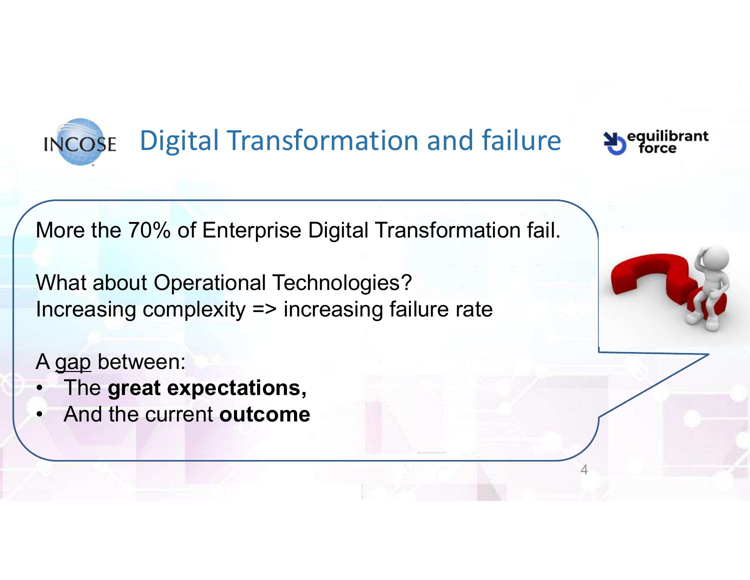# Digital Transformation and failure

More the 70% of Enterprise Digital Transformation fail.

What about Operational Technologies?
Increasing complexity => increasing failure rate

A gap between:

- The **great expectations,**
- And the current **outcome**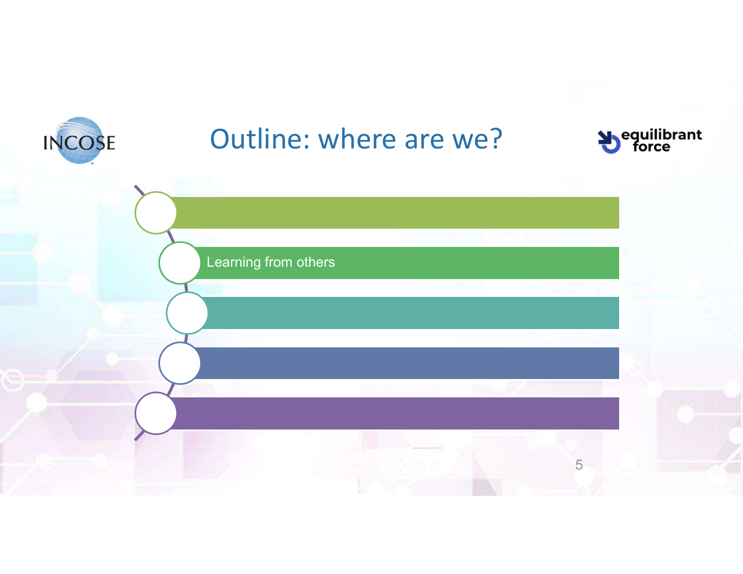# Outline: where are we?

- Learning from others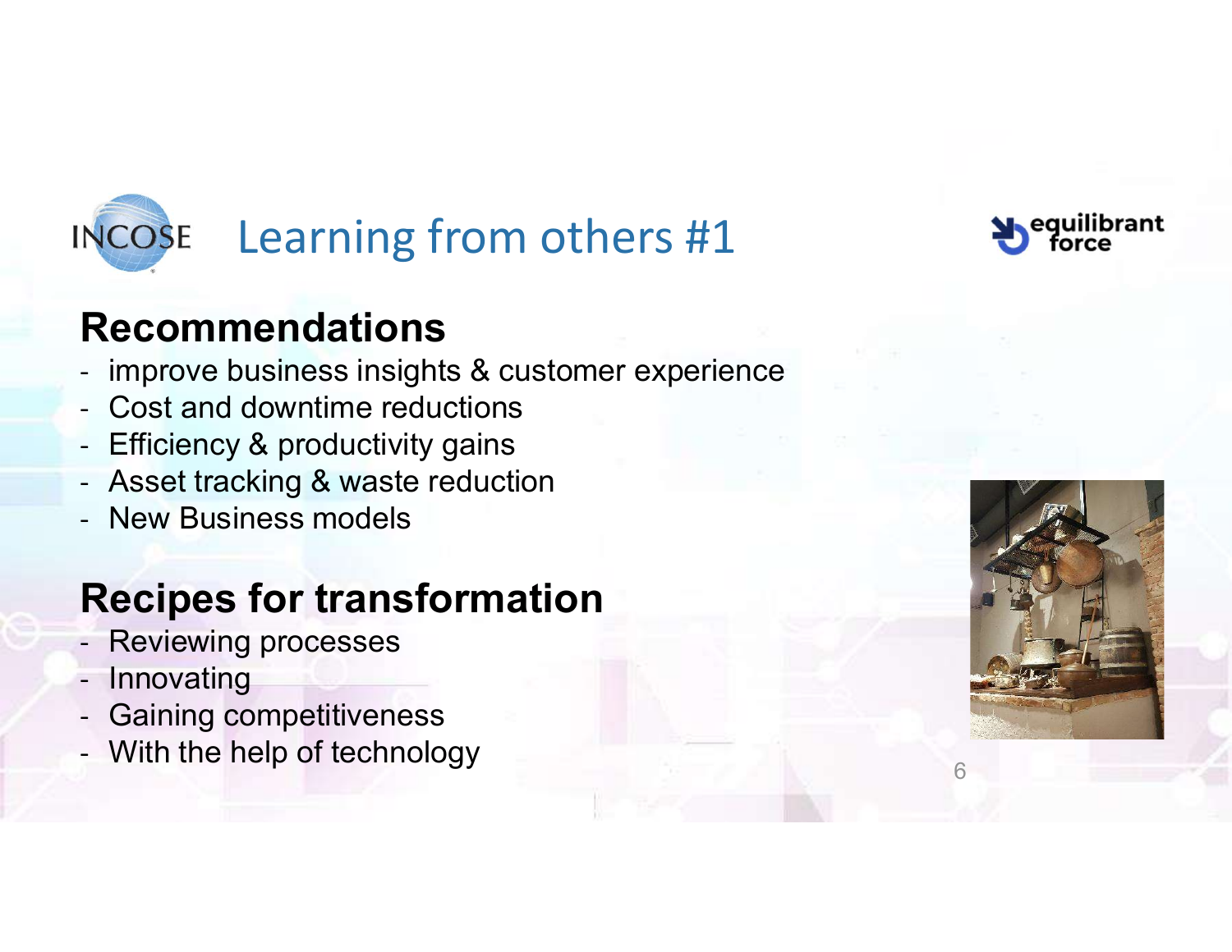# Learning from others #1

## Recommendations

- improve business insights & customer experience
- Cost and downtime reductions
- Efficiency & productivity gains
- Asset tracking & waste reduction
- New Business models

## Recipes for transformation

- Reviewing processes
- Innovating
- Gaining competitiveness
- With the help of technology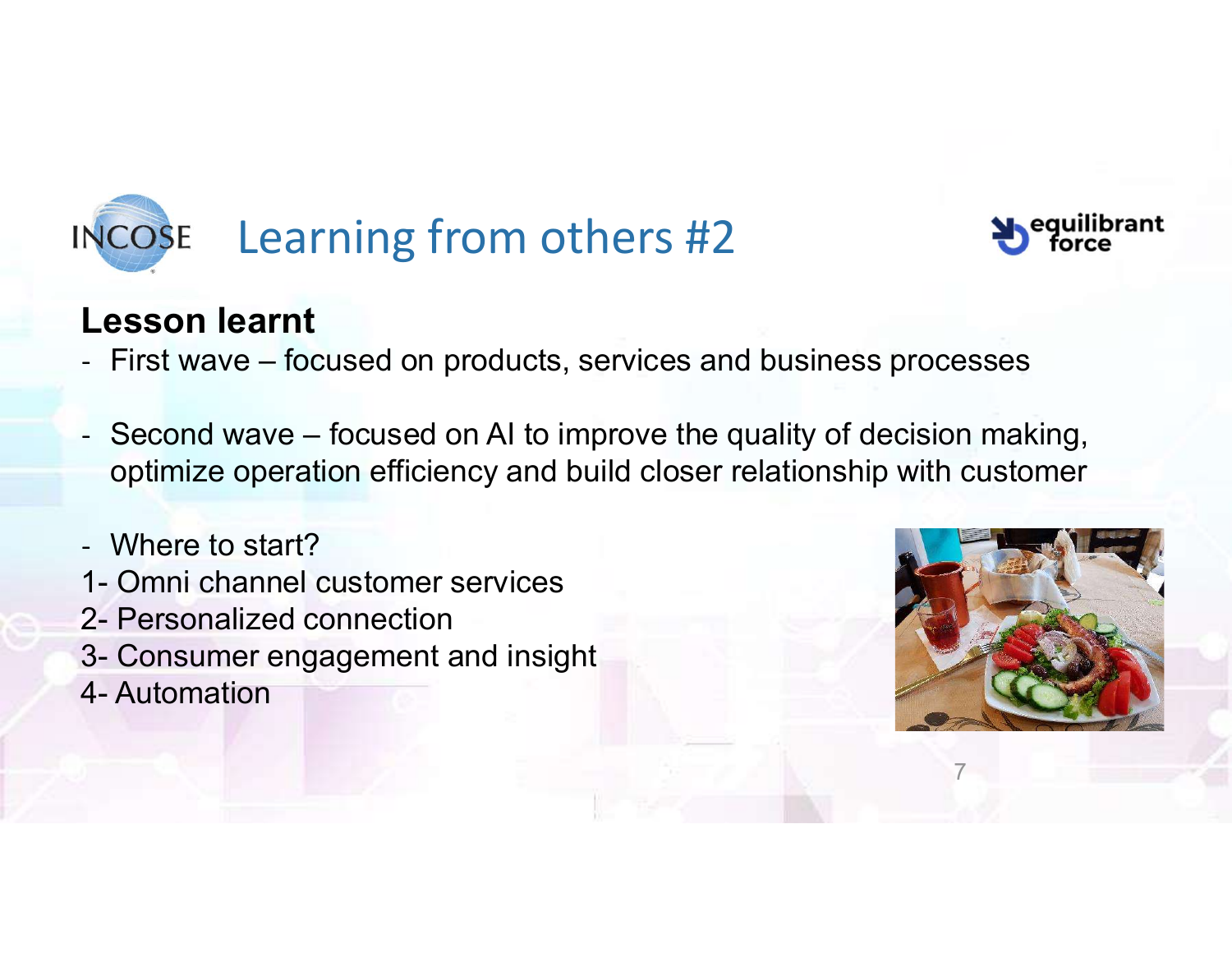# Learning from others #2

**Lesson learnt**

- First wave – focused on products, services and business processes

- Second wave – focused on AI to improve the quality of decision making, optimize operation efficiency and build closer relationship with customer

- Where to start?

1- Omni channel customer services
2- Personalized connection
3- Consumer engagement and insight
4- Automation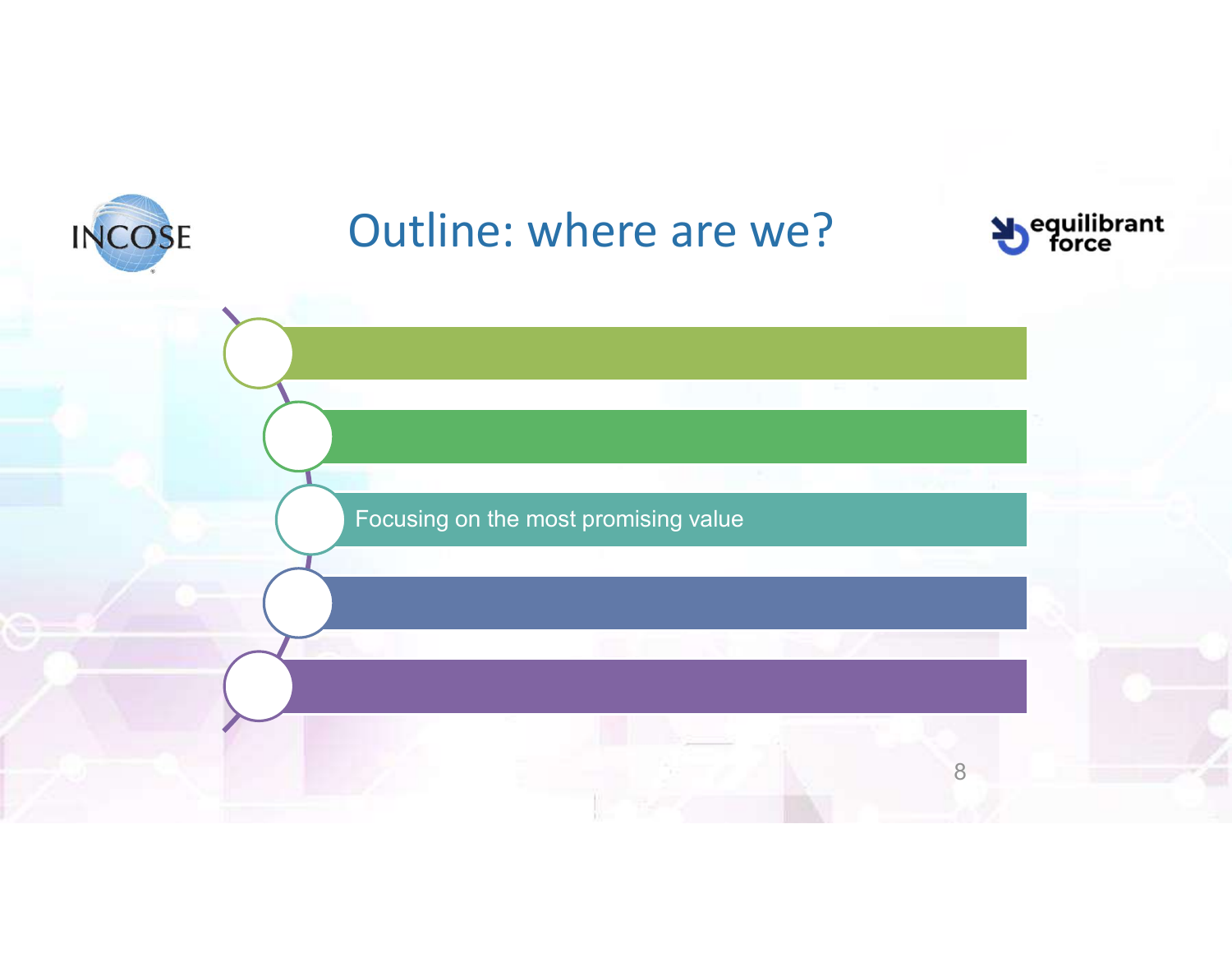# Outline: where are we?

- Focusing on the most promising value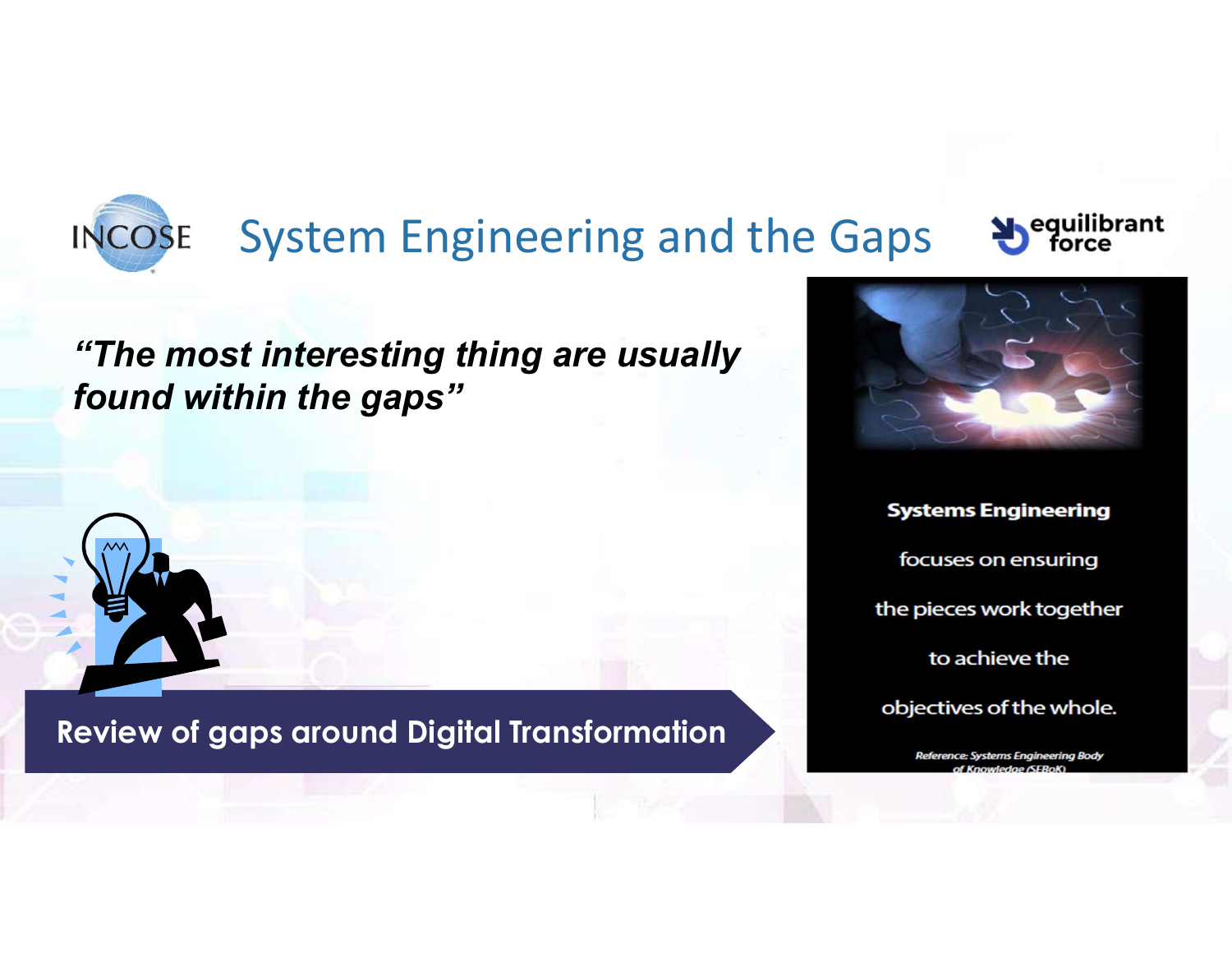# System Engineering and the Gaps

***"The most interesting thing are usually found within the gaps"***

**Review of gaps around Digital Transformation**

**Systems Engineering**

focuses on ensuring

the pieces work together

to achieve the

objectives of the whole.

*Reference: Systems Engineering Body of Knowledge (SEBoK)*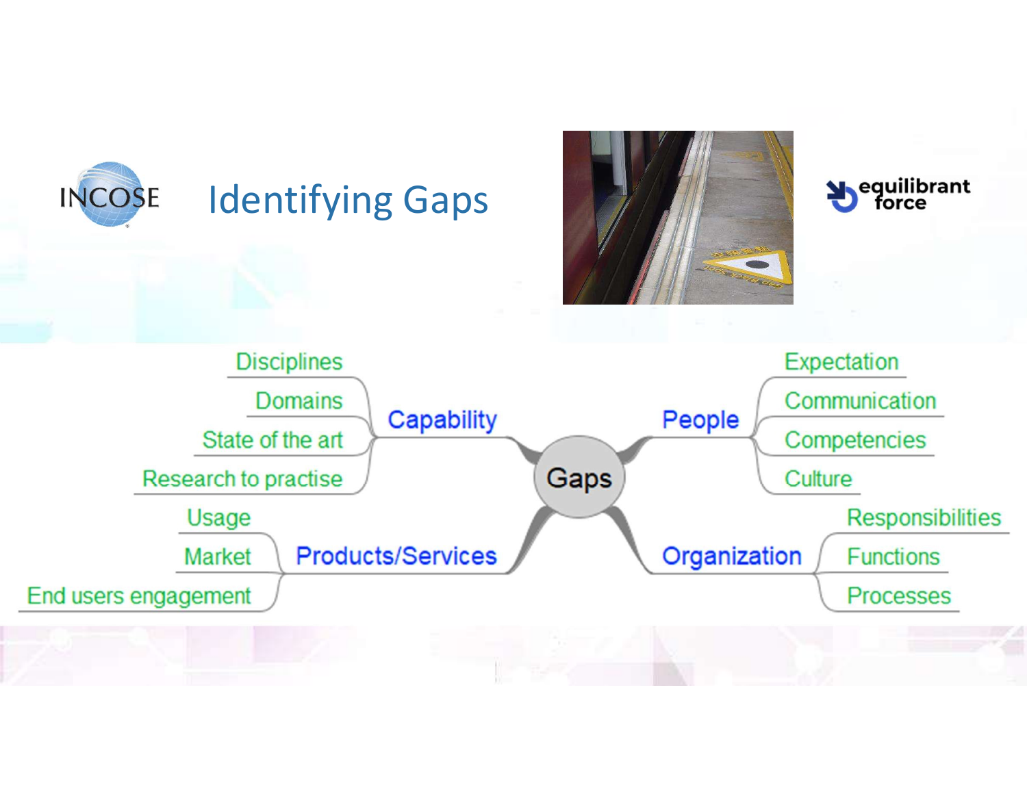# Identifying Gaps

- **Gaps**
  - **Capability**
    - Disciplines
    - Domains
    - State of the art
    - Research to practise
  - **Products/Services**
    - Usage
    - Market
    - End users engagement
  - **People**
    - Expectation
    - Communication
    - Competencies
    - Culture
  - **Organization**
    - Responsibilities
    - Functions
    - Processes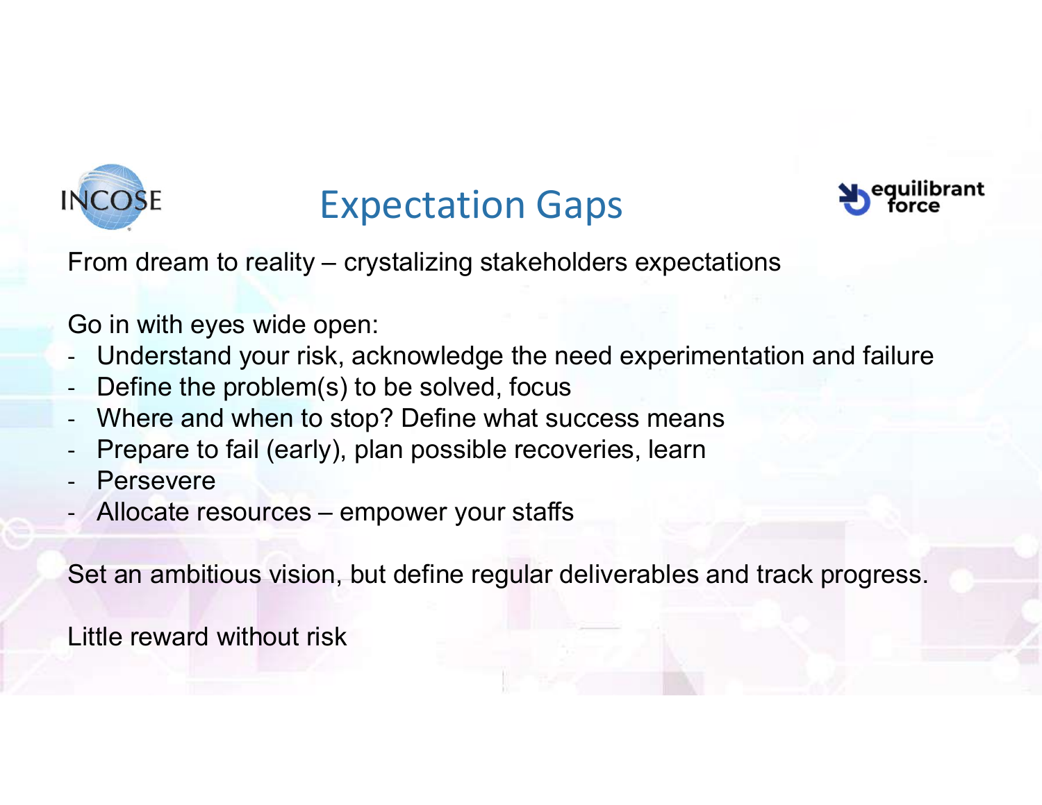# Expectation Gaps

From dream to reality – crystalizing stakeholders expectations

Go in with eyes wide open:

- Understand your risk, acknowledge the need experimentation and failure
- Define the problem(s) to be solved, focus
- Where and when to stop? Define what success means
- Prepare to fail (early), plan possible recoveries, learn
- Persevere
- Allocate resources – empower your staffs

Set an ambitious vision, but define regular deliverables and track progress.

Little reward without risk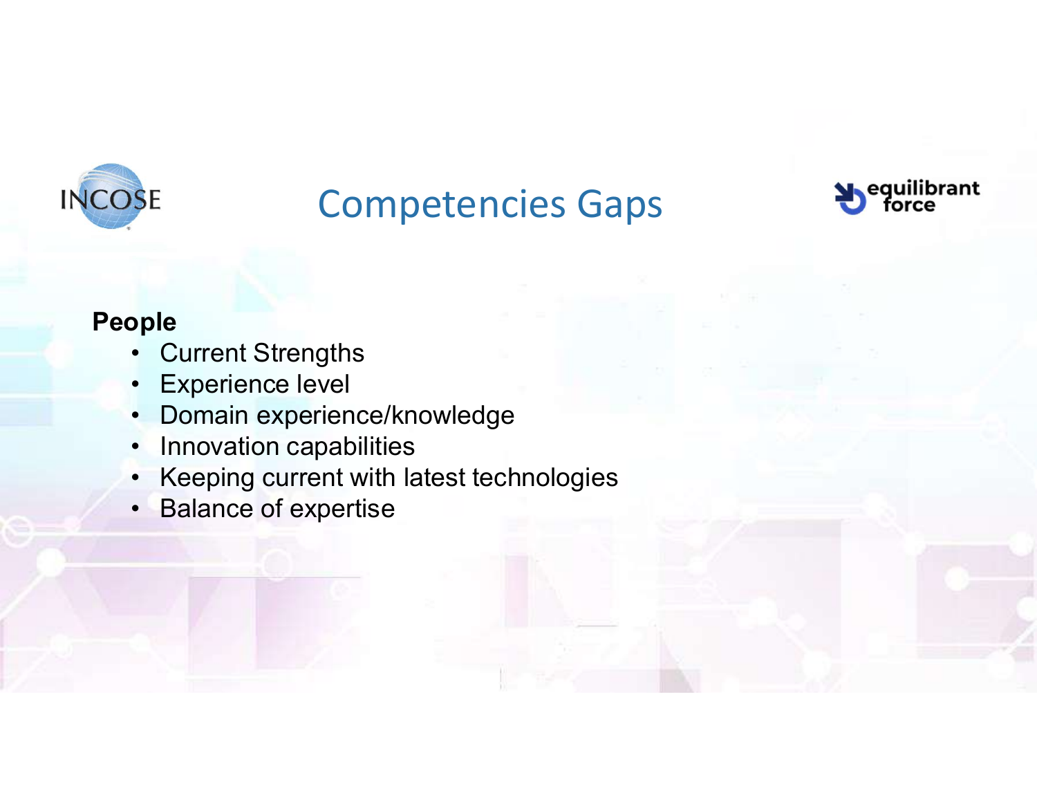# Competencies Gaps

**People**

- Current Strengths
- Experience level
- Domain experience/knowledge
- Innovation capabilities
- Keeping current with latest technologies
- Balance of expertise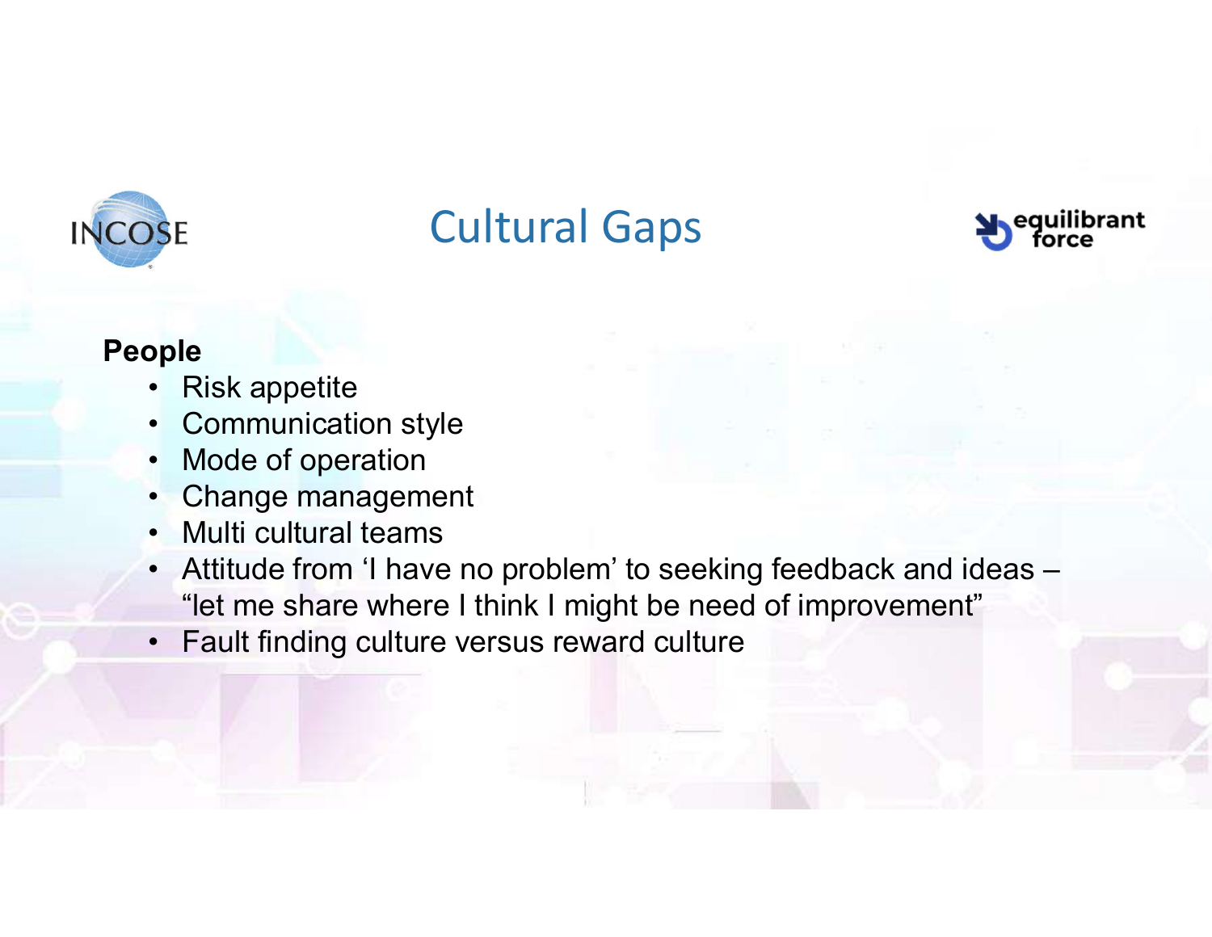# Cultural Gaps

**People**

- Risk appetite
- Communication style
- Mode of operation
- Change management
- Multi cultural teams
- Attitude from ‘I have no problem’ to seeking feedback and ideas – “let me share where I think I might be need of improvement”
- Fault finding culture versus reward culture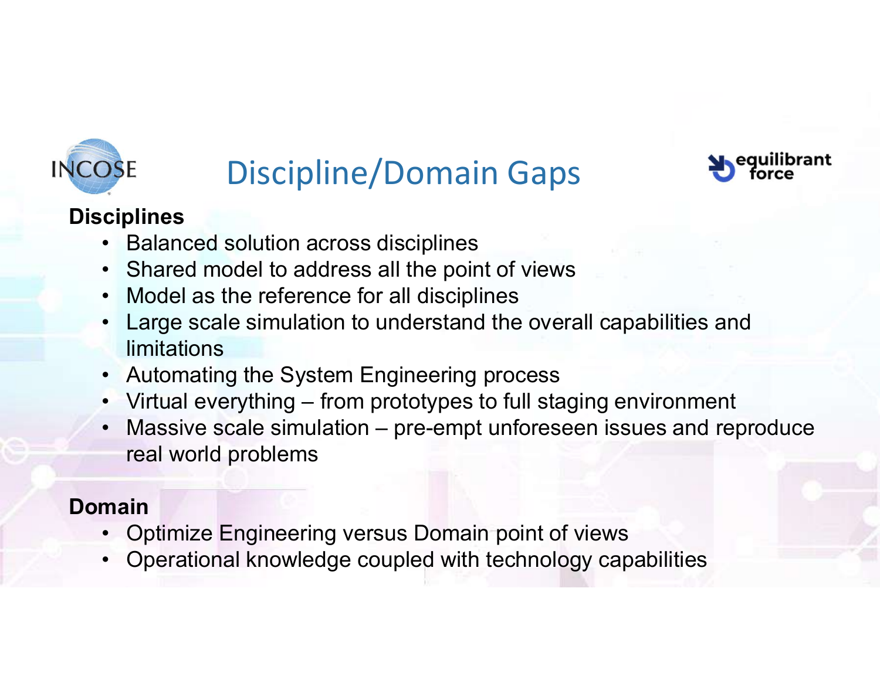# Discipline/Domain Gaps

**Disciplines**

- Balanced solution across disciplines
- Shared model to address all the point of views
- Model as the reference for all disciplines
- Large scale simulation to understand the overall capabilities and limitations
- Automating the System Engineering process
- Virtual everything – from prototypes to full staging environment
- Massive scale simulation – pre-empt unforeseen issues and reproduce real world problems

**Domain**

- Optimize Engineering versus Domain point of views
- Operational knowledge coupled with technology capabilities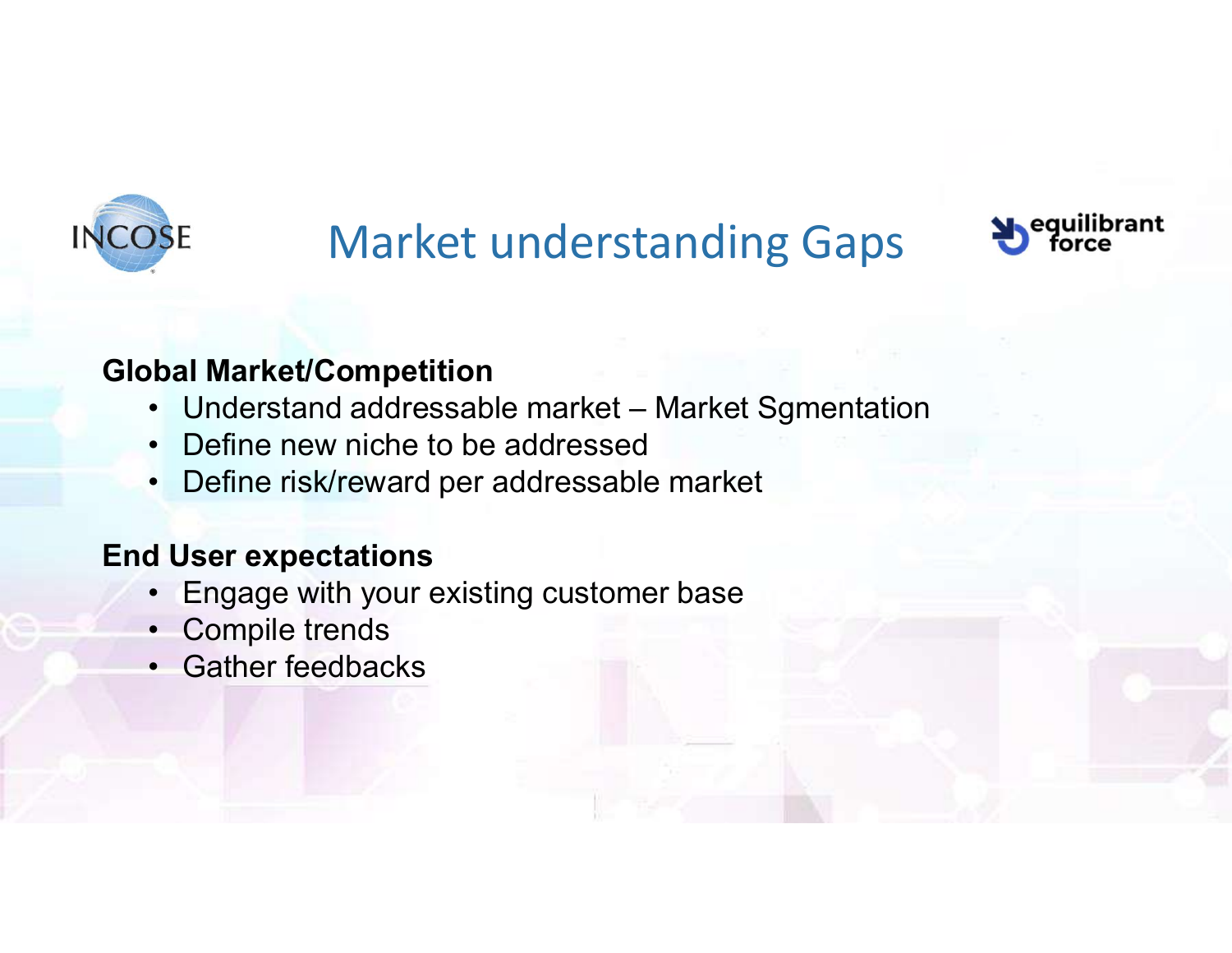# Market understanding Gaps

**Global Market/Competition**

- Understand addressable market – Market Sgmentation
- Define new niche to be addressed
- Define risk/reward per addressable market

**End User expectations**

- Engage with your existing customer base
- Compile trends
- Gather feedbacks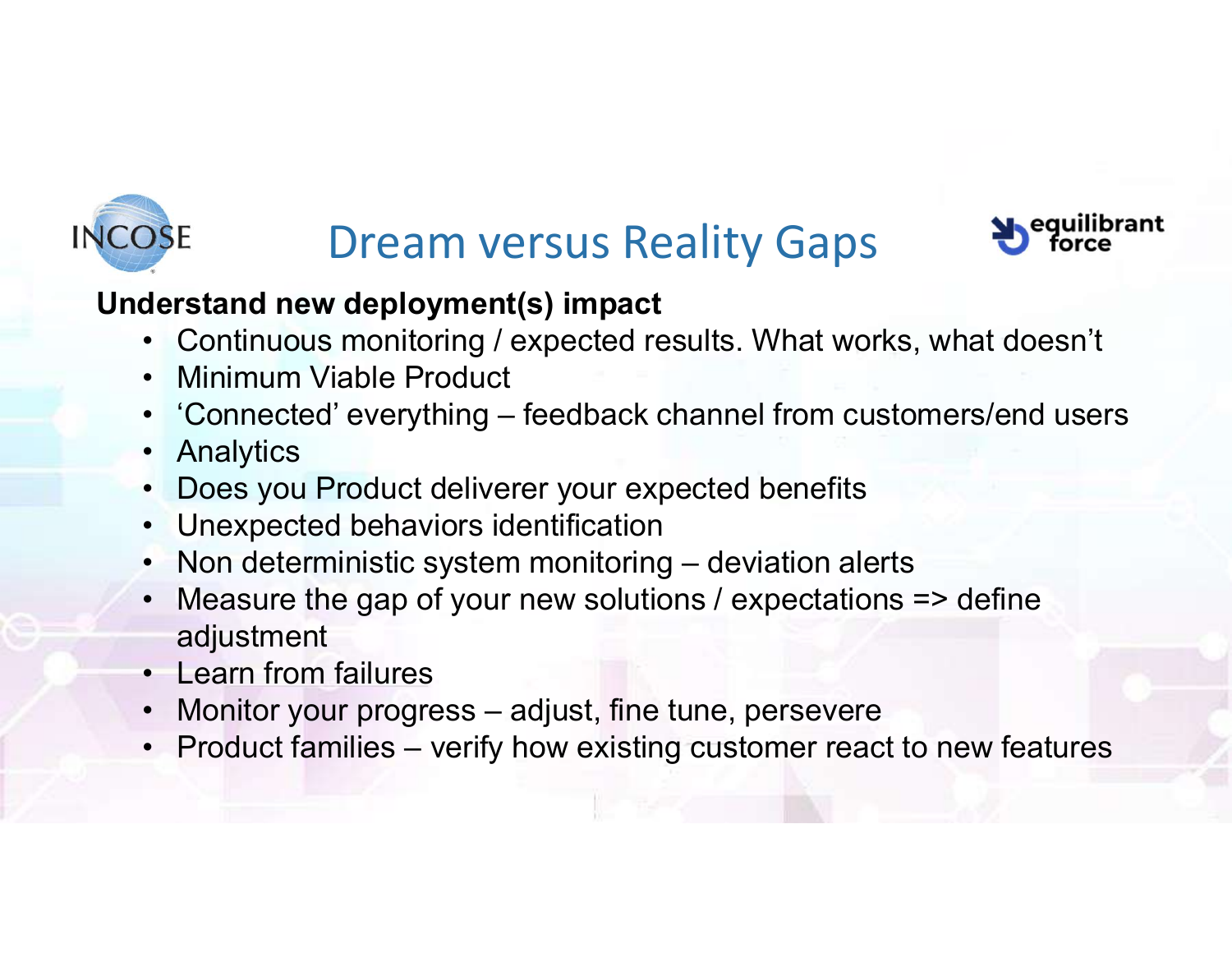# Dream versus Reality Gaps

**Understand new deployment(s) impact**

- Continuous monitoring / expected results. What works, what doesn't
- Minimum Viable Product
- 'Connected' everything – feedback channel from customers/end users
- Analytics
- Does you Product deliverer your expected benefits
- Unexpected behaviors identification
- Non deterministic system monitoring – deviation alerts
- Measure the gap of your new solutions / expectations => define adjustment
- Learn from failures
- Monitor your progress – adjust, fine tune, persevere
- Product families – verify how existing customer react to new features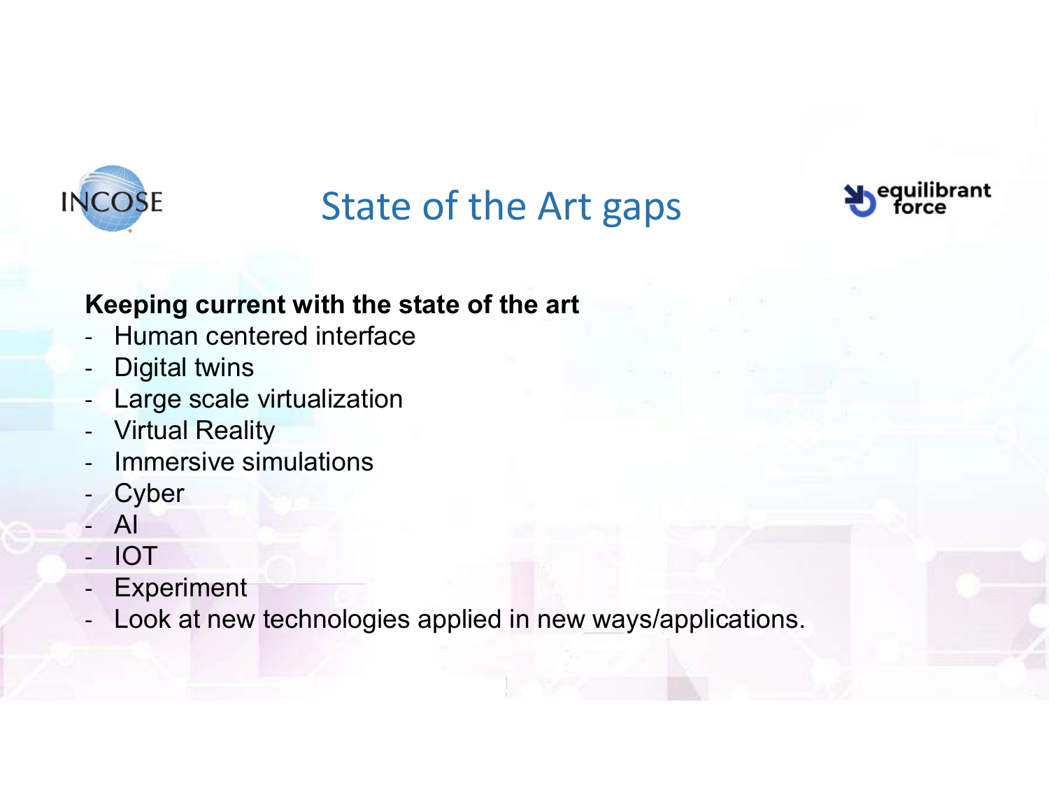# State of the Art gaps

**Keeping current with the state of the art**

- Human centered interface
- Digital twins
- Large scale virtualization
- Virtual Reality
- Immersive simulations
- Cyber
- AI
- IOT
- Experiment
- Look at new technologies applied in new ways/applications.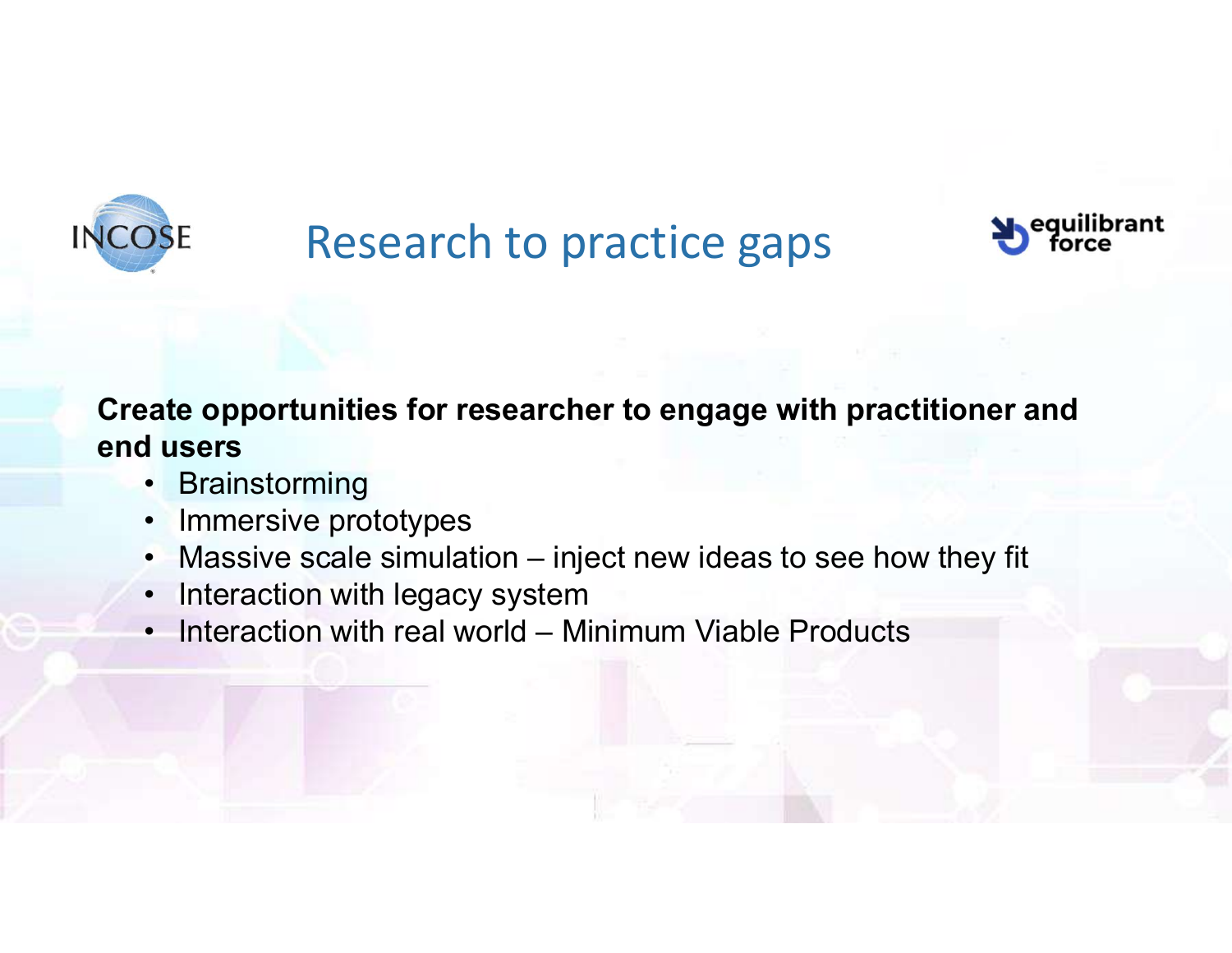# Research to practice gaps

**Create opportunities for researcher to engage with practitioner and end users**

- Brainstorming
- Immersive prototypes
- Massive scale simulation – inject new ideas to see how they fit
- Interaction with legacy system
- Interaction with real world – Minimum Viable Products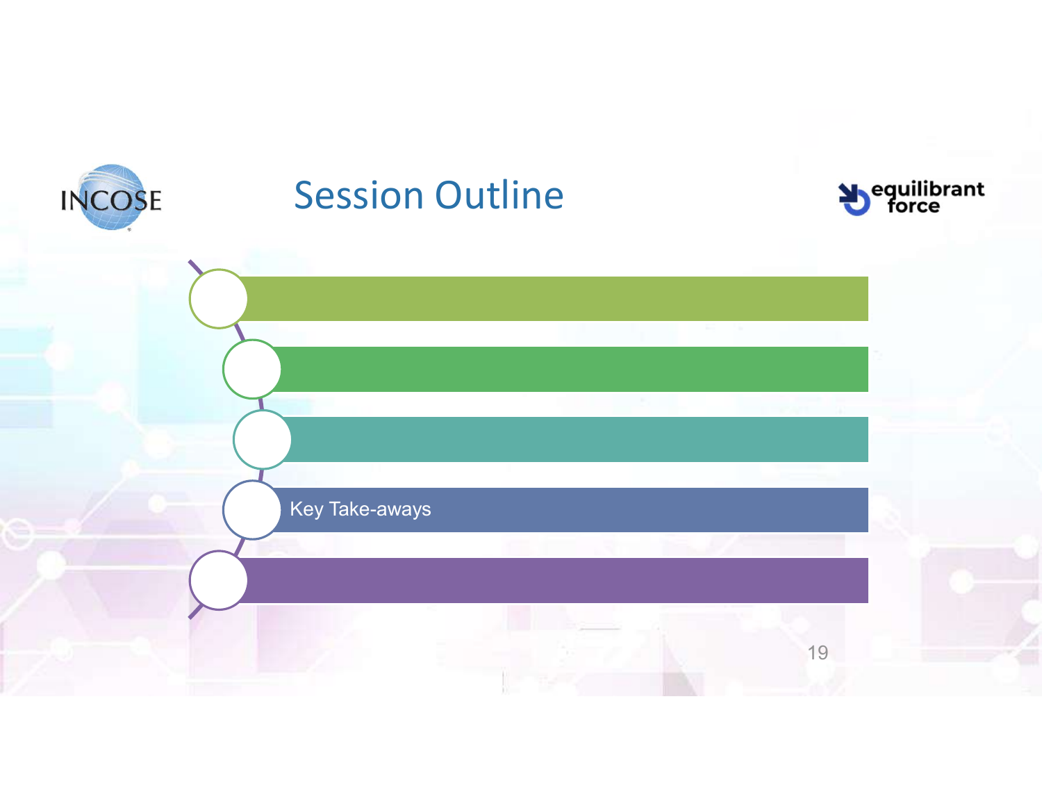# Session Outline

- Key Take-aways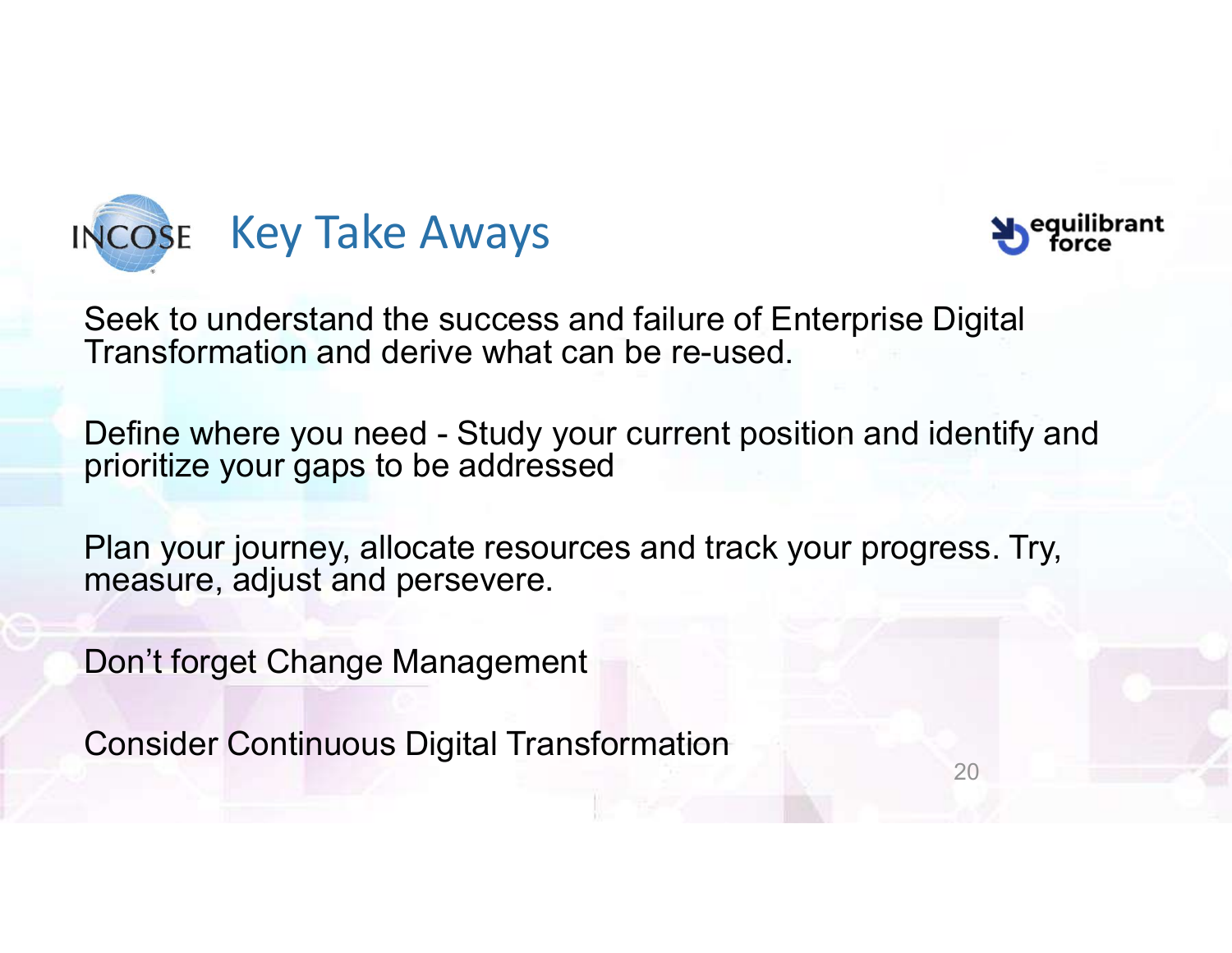# Key Take Aways

Seek to understand the success and failure of Enterprise Digital Transformation and derive what can be re-used.

Define where you need - Study your current position and identify and prioritize your gaps to be addressed

Plan your journey, allocate resources and track your progress. Try, measure, adjust and persevere.

Don't forget Change Management

Consider Continuous Digital Transformation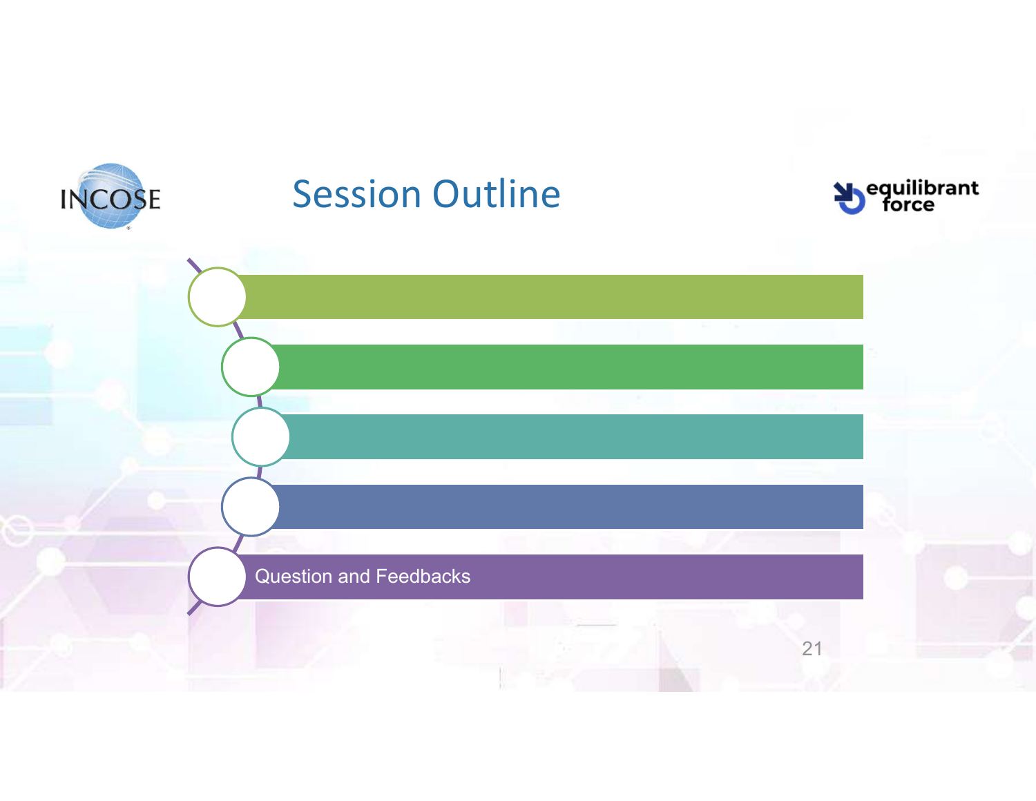# Session Outline

- Question and Feedbacks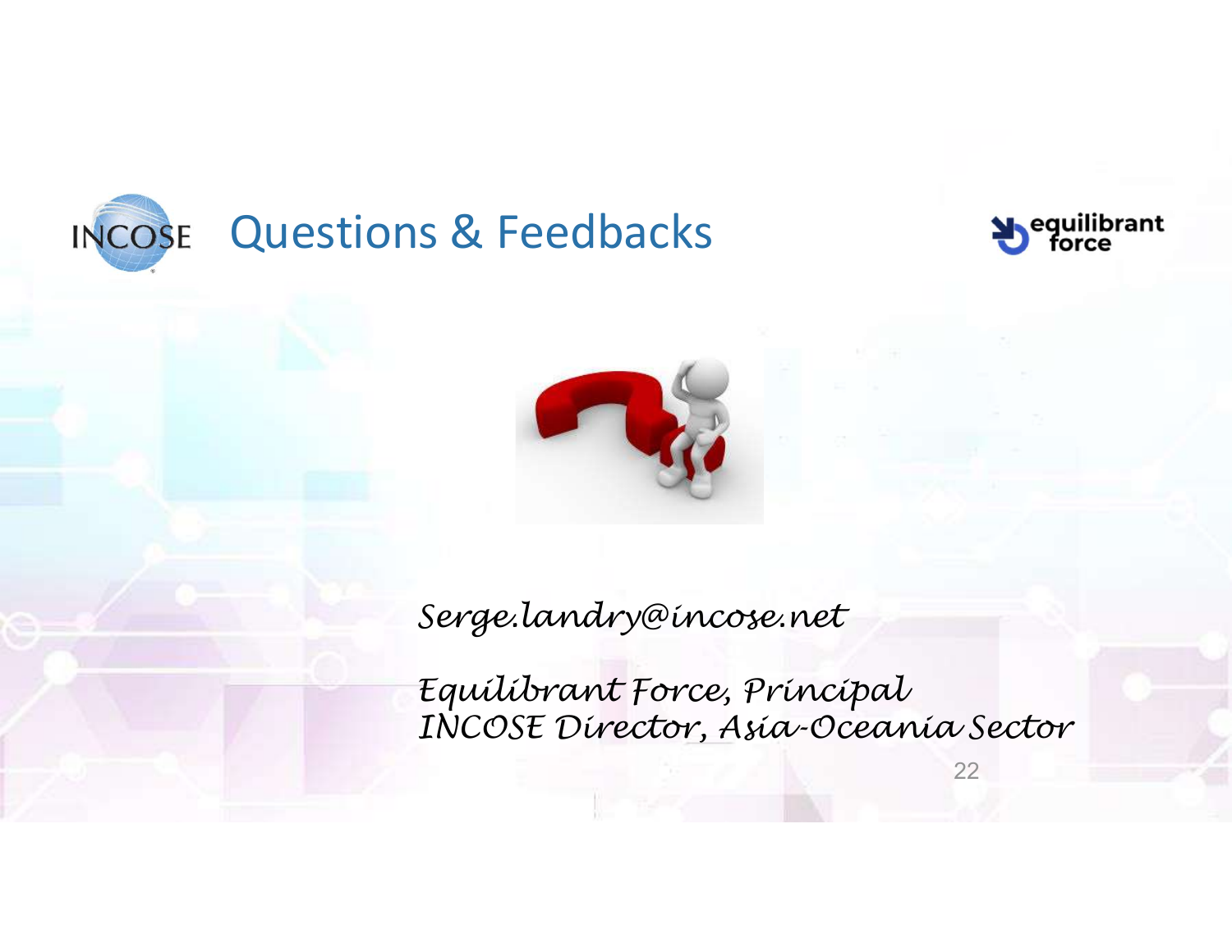# Questions & Feedbacks

*Serge.landry@incose.net*

*Equilibrant Force, Principal*
*INCOSE Director, Asia-Oceania Sector*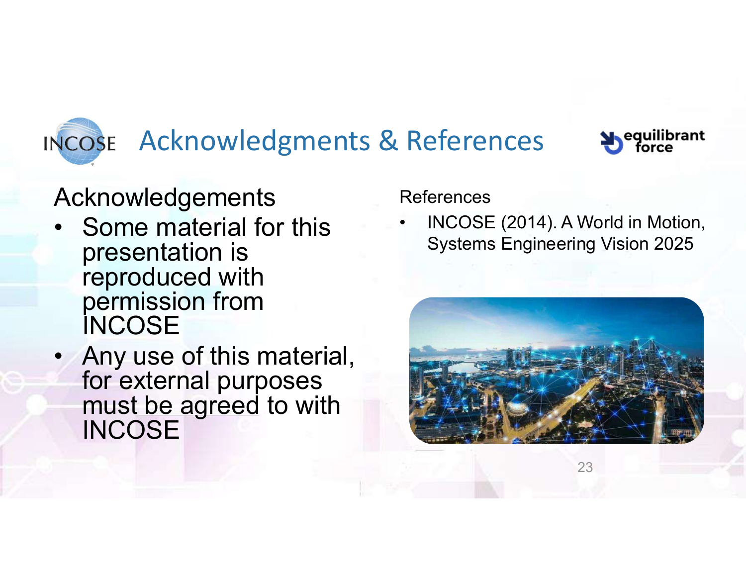# Acknowledgments & References

## Acknowledgements

- Some material for this presentation is reproduced with permission from INCOSE
- Any use of this material, for external purposes must be agreed to with INCOSE

## References

- INCOSE (2014). A World in Motion, Systems Engineering Vision 2025